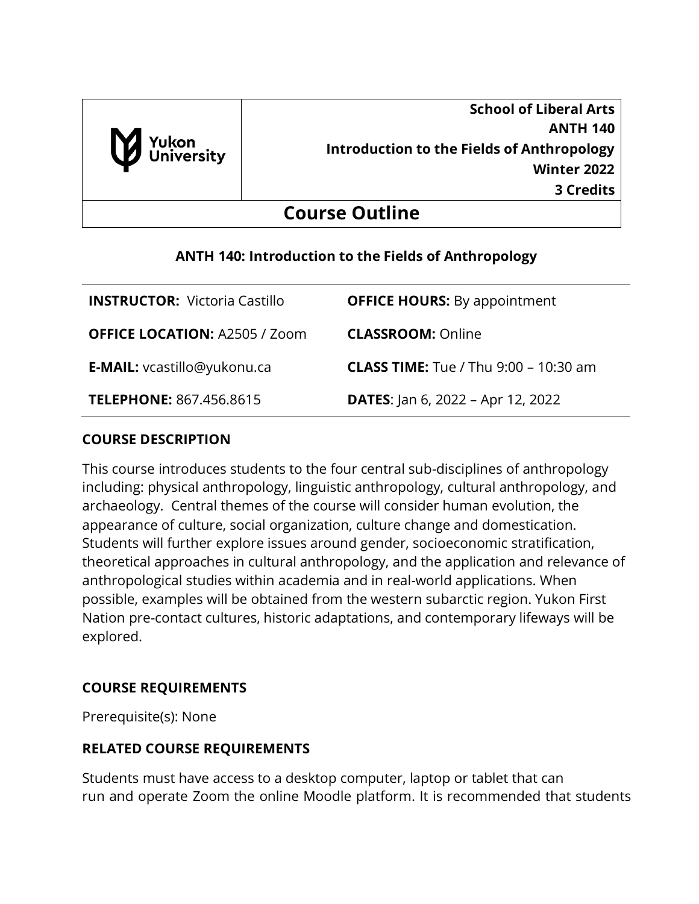| Yukon University | **School of Liberal Arts**<br>**ANTH 140**<br>**Introduction to the Fields of Anthropology**<br>**Winter 2022**<br>**3 Credits** |
|---|---|

# Course Outline

## ANTH 140: Introduction to the Fields of Anthropology

| | |
|---|---|
| **INSTRUCTOR:** Victoria Castillo | **OFFICE HOURS:** By appointment |
| **OFFICE LOCATION:** A2505 / Zoom | **CLASSROOM:** Online |
| **E-MAIL:** vcastillo@yukonu.ca | **CLASS TIME:** Tue / Thu 9:00 – 10:30 am |
| **TELEPHONE:** 867.456.8615 | **DATES**: Jan 6, 2022 – Apr 12, 2022 |

### COURSE DESCRIPTION

This course introduces students to the four central sub-disciplines of anthropology including: physical anthropology, linguistic anthropology, cultural anthropology, and archaeology. Central themes of the course will consider human evolution, the appearance of culture, social organization, culture change and domestication. Students will further explore issues around gender, socioeconomic stratification, theoretical approaches in cultural anthropology, and the application and relevance of anthropological studies within academia and in real-world applications. When possible, examples will be obtained from the western subarctic region. Yukon First Nation pre-contact cultures, historic adaptations, and contemporary lifeways will be explored.

### COURSE REQUIREMENTS

Prerequisite(s): None

### RELATED COURSE REQUIREMENTS

Students must have access to a desktop computer, laptop or tablet that can run and operate Zoom the online Moodle platform. It is recommended that students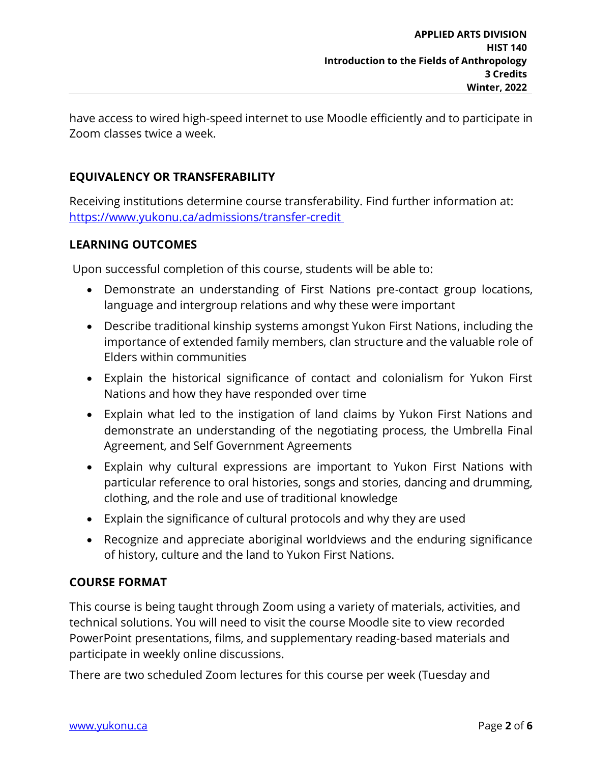have access to wired high-speed internet to use Moodle efficiently and to participate in Zoom classes twice a week.

## EQUIVALENCY OR TRANSFERABILITY

Receiving institutions determine course transferability. Find further information at: https://www.yukonu.ca/admissions/transfer-credit

## LEARNING OUTCOMES

Upon successful completion of this course, students will be able to:

- Demonstrate an understanding of First Nations pre-contact group locations, language and intergroup relations and why these were important
- Describe traditional kinship systems amongst Yukon First Nations, including the importance of extended family members, clan structure and the valuable role of Elders within communities
- Explain the historical significance of contact and colonialism for Yukon First Nations and how they have responded over time
- Explain what led to the instigation of land claims by Yukon First Nations and demonstrate an understanding of the negotiating process, the Umbrella Final Agreement, and Self Government Agreements
- Explain why cultural expressions are important to Yukon First Nations with particular reference to oral histories, songs and stories, dancing and drumming, clothing, and the role and use of traditional knowledge
- Explain the significance of cultural protocols and why they are used
- Recognize and appreciate aboriginal worldviews and the enduring significance of history, culture and the land to Yukon First Nations.

## COURSE FORMAT

This course is being taught through Zoom using a variety of materials, activities, and technical solutions. You will need to visit the course Moodle site to view recorded PowerPoint presentations, films, and supplementary reading-based materials and participate in weekly online discussions.

There are two scheduled Zoom lectures for this course per week (Tuesday and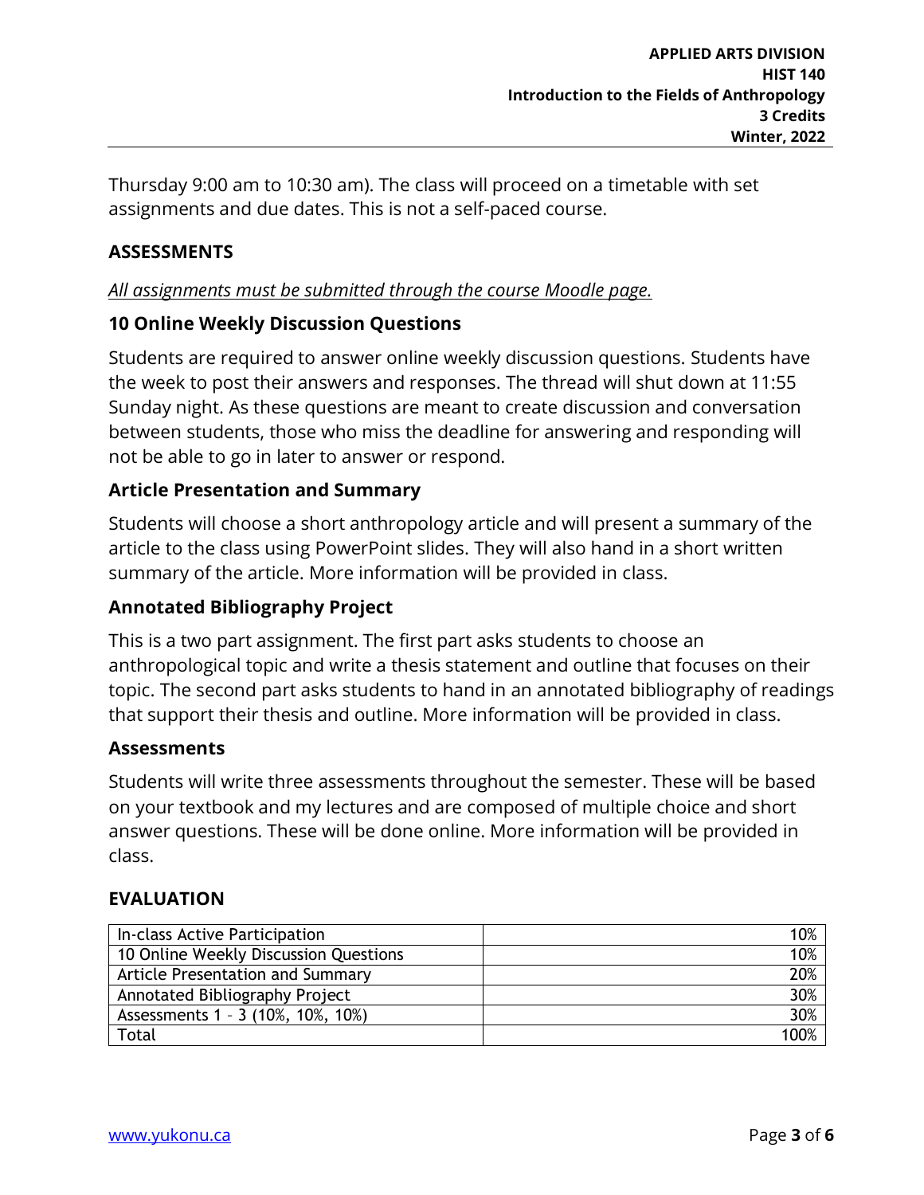Thursday 9:00 am to 10:30 am). The class will proceed on a timetable with set assignments and due dates. This is not a self-paced course.

## ASSESSMENTS

*All assignments must be submitted through the course Moodle page.*

### 10 Online Weekly Discussion Questions

Students are required to answer online weekly discussion questions. Students have the week to post their answers and responses. The thread will shut down at 11:55 Sunday night. As these questions are meant to create discussion and conversation between students, those who miss the deadline for answering and responding will not be able to go in later to answer or respond.

### Article Presentation and Summary

Students will choose a short anthropology article and will present a summary of the article to the class using PowerPoint slides. They will also hand in a short written summary of the article. More information will be provided in class.

### Annotated Bibliography Project

This is a two part assignment. The first part asks students to choose an anthropological topic and write a thesis statement and outline that focuses on their topic. The second part asks students to hand in an annotated bibliography of readings that support their thesis and outline. More information will be provided in class.

### Assessments

Students will write three assessments throughout the semester. These will be based on your textbook and my lectures and are composed of multiple choice and short answer questions. These will be done online. More information will be provided in class.

## EVALUATION

| Component | Weight |
|---|---:|
| In-class Active Participation | 10% |
| 10 Online Weekly Discussion Questions | 10% |
| Article Presentation and Summary | 20% |
| Annotated Bibliography Project | 30% |
| Assessments 1 – 3 (10%, 10%, 10%) | 30% |
| Total | 100% |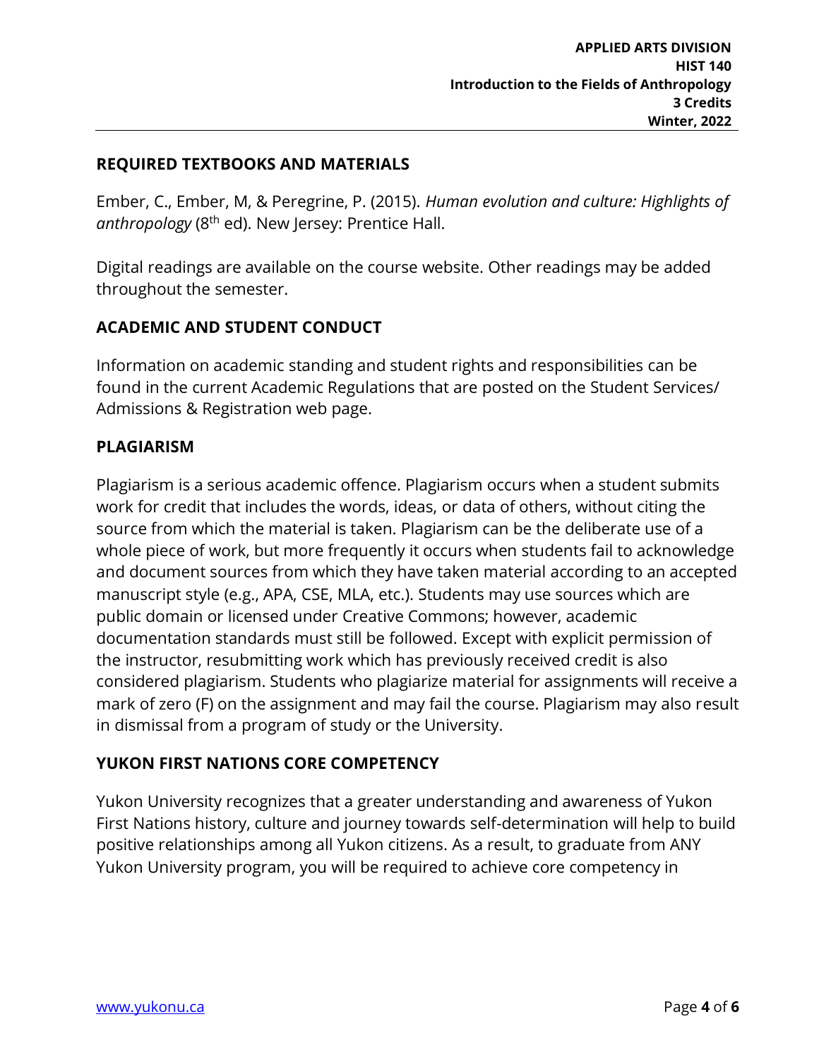## REQUIRED TEXTBOOKS AND MATERIALS

Ember, C., Ember, M, & Peregrine, P. (2015). *Human evolution and culture: Highlights of anthropology* (8th ed). New Jersey: Prentice Hall.

Digital readings are available on the course website. Other readings may be added throughout the semester.

## ACADEMIC AND STUDENT CONDUCT

Information on academic standing and student rights and responsibilities can be found in the current Academic Regulations that are posted on the Student Services/ Admissions & Registration web page.

## PLAGIARISM

Plagiarism is a serious academic offence. Plagiarism occurs when a student submits work for credit that includes the words, ideas, or data of others, without citing the source from which the material is taken. Plagiarism can be the deliberate use of a whole piece of work, but more frequently it occurs when students fail to acknowledge and document sources from which they have taken material according to an accepted manuscript style (e.g., APA, CSE, MLA, etc.). Students may use sources which are public domain or licensed under Creative Commons; however, academic documentation standards must still be followed. Except with explicit permission of the instructor, resubmitting work which has previously received credit is also considered plagiarism. Students who plagiarize material for assignments will receive a mark of zero (F) on the assignment and may fail the course. Plagiarism may also result in dismissal from a program of study or the University.

## YUKON FIRST NATIONS CORE COMPETENCY

Yukon University recognizes that a greater understanding and awareness of Yukon First Nations history, culture and journey towards self-determination will help to build positive relationships among all Yukon citizens. As a result, to graduate from ANY Yukon University program, you will be required to achieve core competency in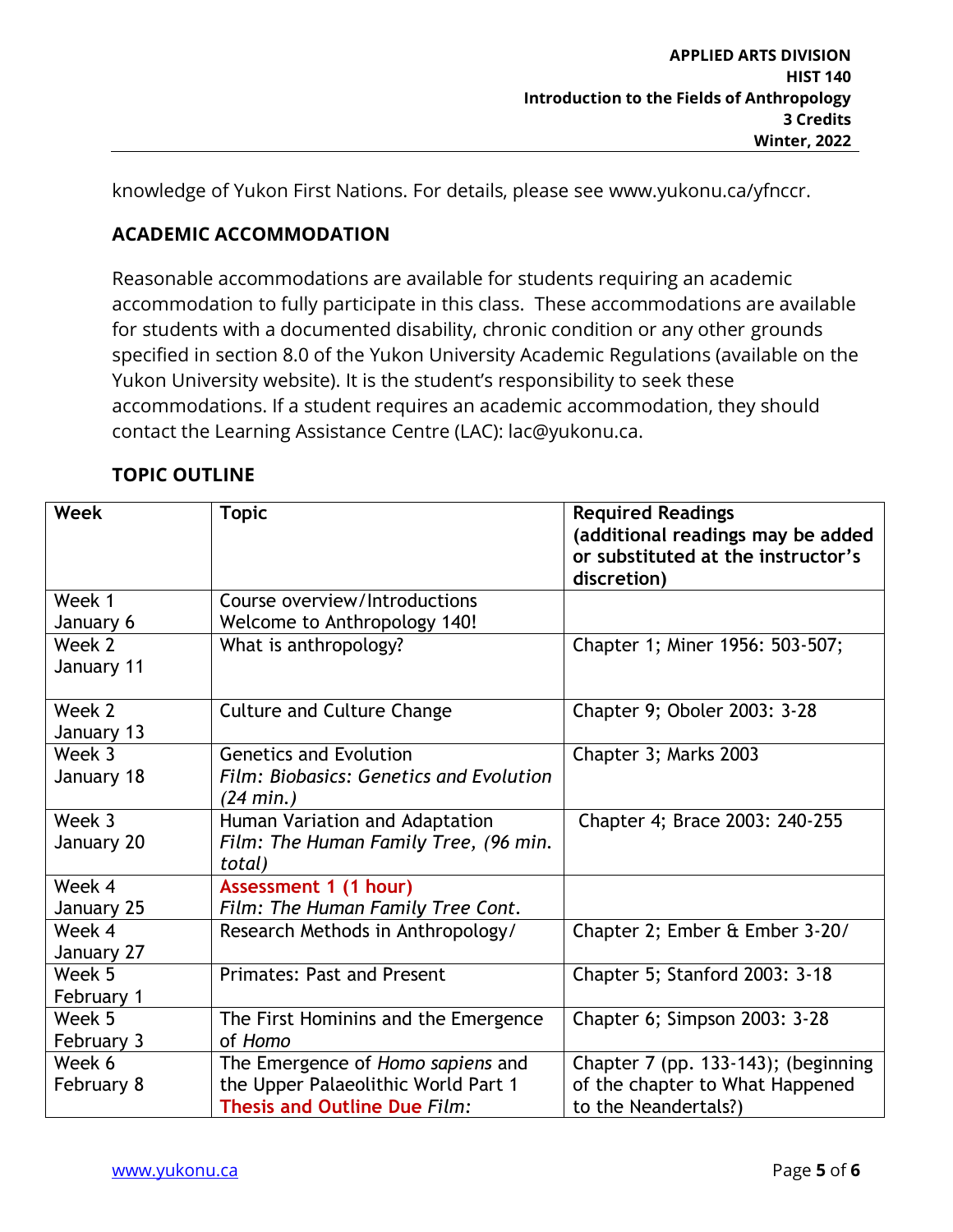knowledge of Yukon First Nations. For details, please see www.yukonu.ca/yfnccr.

## ACADEMIC ACCOMMODATION

Reasonable accommodations are available for students requiring an academic accommodation to fully participate in this class. These accommodations are available for students with a documented disability, chronic condition or any other grounds specified in section 8.0 of the Yukon University Academic Regulations (available on the Yukon University website). It is the student's responsibility to seek these accommodations. If a student requires an academic accommodation, they should contact the Learning Assistance Centre (LAC): lac@yukonu.ca.

## TOPIC OUTLINE

| Week | Topic | Required Readings (additional readings may be added or substituted at the instructor's discretion) |
|---|---|---|
| Week 1<br>January 6 | Course overview/Introductions<br>Welcome to Anthropology 140! | |
| Week 2<br>January 11 | What is anthropology? | Chapter 1; Miner 1956: 503-507; |
| Week 2<br>January 13 | Culture and Culture Change | Chapter 9; Oboler 2003: 3-28 |
| Week 3<br>January 18 | Genetics and Evolution<br>*Film: Biobasics: Genetics and Evolution (24 min.)* | Chapter 3; Marks 2003 |
| Week 3<br>January 20 | Human Variation and Adaptation<br>*Film: The Human Family Tree, (96 min. total)* | Chapter 4; Brace 2003: 240-255 |
| Week 4<br>January 25 | **Assessment 1 (1 hour)**<br>*Film: The Human Family Tree Cont.* | |
| Week 4<br>January 27 | Research Methods in Anthropology/ | Chapter 2; Ember & Ember 3-20/ |
| Week 5<br>February 1 | Primates: Past and Present | Chapter 5; Stanford 2003: 3-18 |
| Week 5<br>February 3 | The First Hominins and the Emergence of *Homo* | Chapter 6; Simpson 2003: 3-28 |
| Week 6<br>February 8 | The Emergence of *Homo sapiens* and the Upper Palaeolithic World Part 1<br>**Thesis and Outline Due** *Film:* | Chapter 7 (pp. 133-143); (beginning of the chapter to What Happened to the Neandertals?) |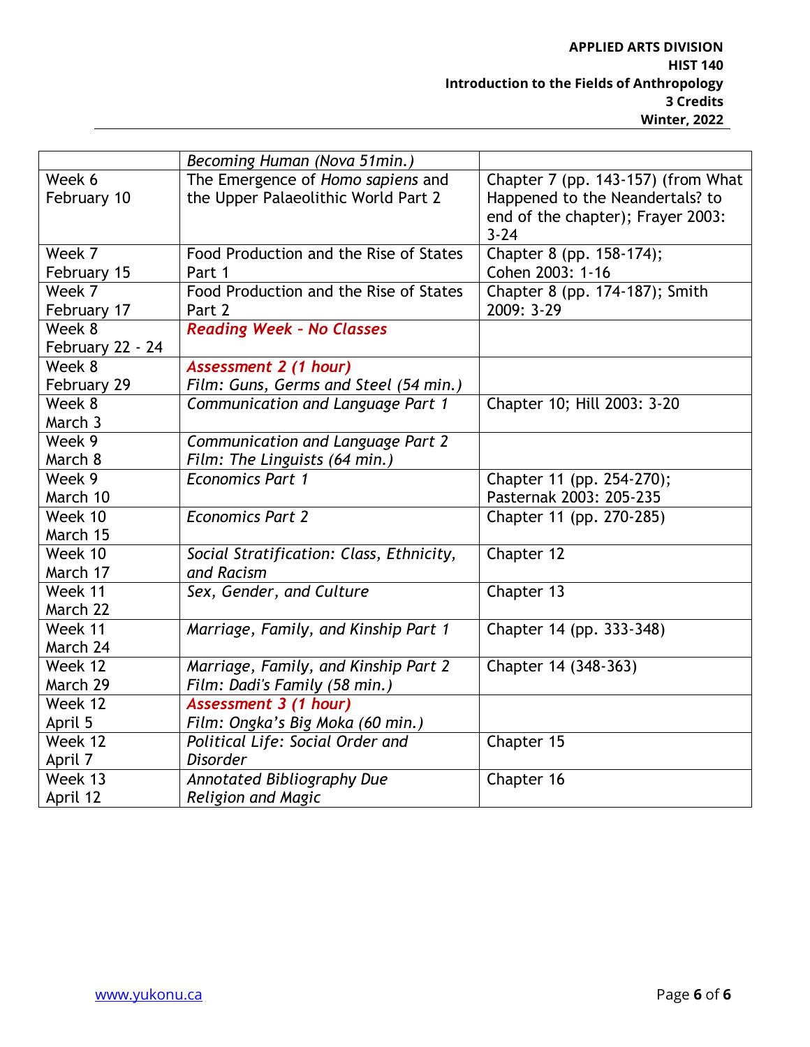| | | |
|---|---|---|
| | *Becoming Human (Nova 51min.)* | |
| Week 6<br>February 10 | The Emergence of *Homo sapiens* and the Upper Palaeolithic World Part 2 | Chapter 7 (pp. 143-157) (from What Happened to the Neandertals? to end of the chapter); Frayer 2003: 3-24 |
| Week 7<br>February 15 | Food Production and the Rise of States Part 1 | Chapter 8 (pp. 158-174); Cohen 2003: 1-16 |
| Week 7<br>February 17 | Food Production and the Rise of States Part 2 | Chapter 8 (pp. 174-187); Smith 2009: 3-29 |
| Week 8<br>February 22 - 24 | ***Reading Week - No Classes*** | |
| Week 8<br>February 29 | ***Assessment 2 (1 hour)***<br>*Film: Guns, Germs and Steel (54 min.)* | |
| Week 8<br>March 3 | *Communication and Language Part 1* | Chapter 10; Hill 2003: 3-20 |
| Week 9<br>March 8 | *Communication and Language Part 2*<br>*Film: The Linguists (64 min.)* | |
| Week 9<br>March 10 | *Economics Part 1* | Chapter 11 (pp. 254-270); Pasternak 2003: 205-235 |
| Week 10<br>March 15 | *Economics Part 2* | Chapter 11 (pp. 270-285) |
| Week 10<br>March 17 | *Social Stratification: Class, Ethnicity, and Racism* | Chapter 12 |
| Week 11<br>March 22 | *Sex, Gender, and Culture* | Chapter 13 |
| Week 11<br>March 24 | *Marriage, Family, and Kinship Part 1* | Chapter 14 (pp. 333-348) |
| Week 12<br>March 29 | *Marriage, Family, and Kinship Part 2*<br>*Film: Dadi's Family (58 min.)* | Chapter 14 (348-363) |
| Week 12<br>April 5 | ***Assessment 3 (1 hour)***<br>*Film: Ongka's Big Moka (60 min.)* | |
| Week 12<br>April 7 | *Political Life: Social Order and Disorder* | Chapter 15 |
| Week 13<br>April 12 | *Annotated Bibliography Due*<br>*Religion and Magic* | Chapter 16 |